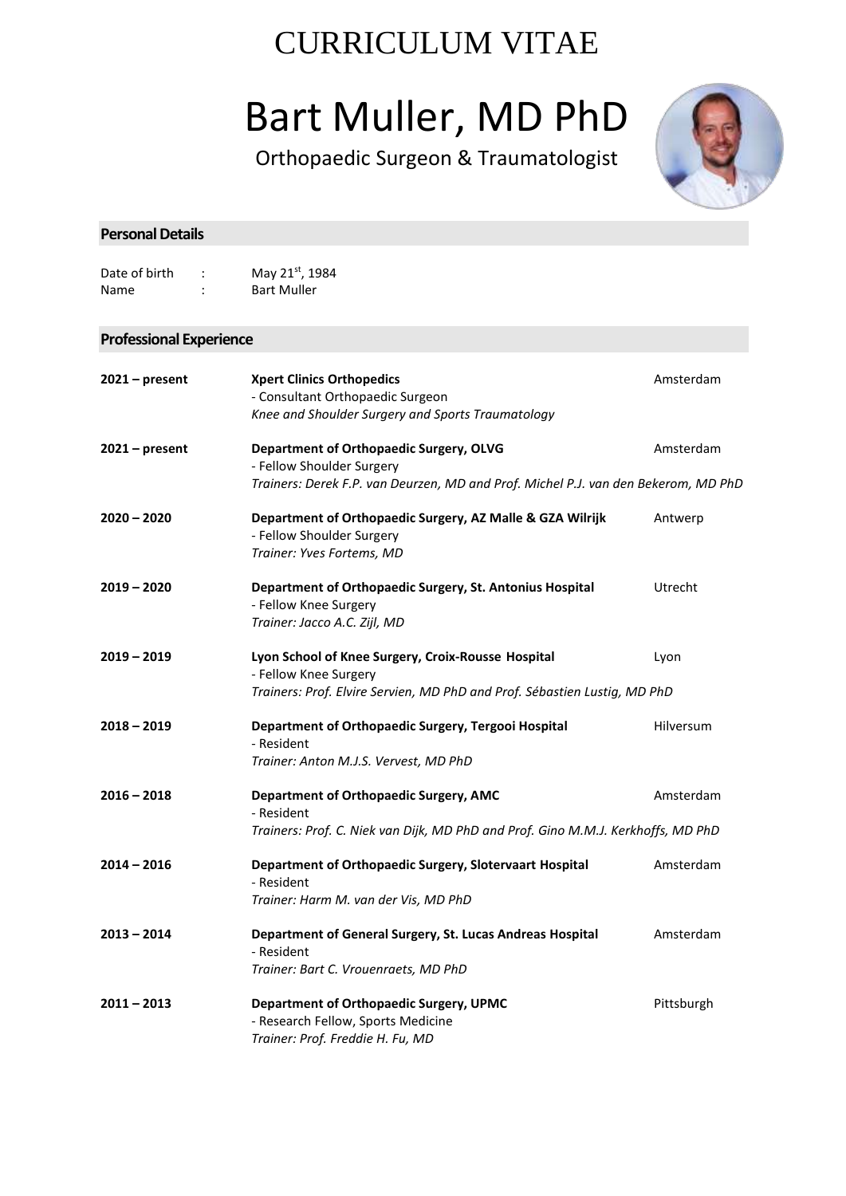# CURRICULUM VITAE

# Bart Muller, MD PhD

Orthopaedic Surgeon & Traumatologist

## Personal Details

Date of birth : May 21st, 1984
Name : Bart Muller

## Professional Experience

**2021 – present** | **Xpert Clinics Orthopedics** | Amsterdam
- Consultant Orthopaedic Surgeon
*Knee and Shoulder Surgery and Sports Traumatology*

**2021 – present** | **Department of Orthopaedic Surgery, OLVG** | Amsterdam
- Fellow Shoulder Surgery
*Trainers: Derek F.P. van Deurzen, MD and Prof. Michel P.J. van den Bekerom, MD PhD*

**2020 – 2020** | **Department of Orthopaedic Surgery, AZ Malle & GZA Wilrijk** | Antwerp
- Fellow Shoulder Surgery
*Trainer: Yves Fortems, MD*

**2019 – 2020** | **Department of Orthopaedic Surgery, St. Antonius Hospital** | Utrecht
- Fellow Knee Surgery
*Trainer: Jacco A.C. Zijl, MD*

**2019 – 2019** | **Lyon School of Knee Surgery, Croix-Rousse Hospital** | Lyon
- Fellow Knee Surgery
*Trainers: Prof. Elvire Servien, MD PhD and Prof. Sébastien Lustig, MD PhD*

**2018 – 2019** | **Department of Orthopaedic Surgery, Tergooi Hospital** | Hilversum
- Resident
*Trainer: Anton M.J.S. Vervest, MD PhD*

**2016 – 2018** | **Department of Orthopaedic Surgery, AMC** | Amsterdam
- Resident
*Trainers: Prof. C. Niek van Dijk, MD PhD and Prof. Gino M.M.J. Kerkhoffs, MD PhD*

**2014 – 2016** | **Department of Orthopaedic Surgery, Slotervaart Hospital** | Amsterdam
- Resident
*Trainer: Harm M. van der Vis, MD PhD*

**2013 – 2014** | **Department of General Surgery, St. Lucas Andreas Hospital** | Amsterdam
- Resident
*Trainer: Bart C. Vrouenraets, MD PhD*

**2011 – 2013** | **Department of Orthopaedic Surgery, UPMC** | Pittsburgh
- Research Fellow, Sports Medicine
*Trainer: Prof. Freddie H. Fu, MD*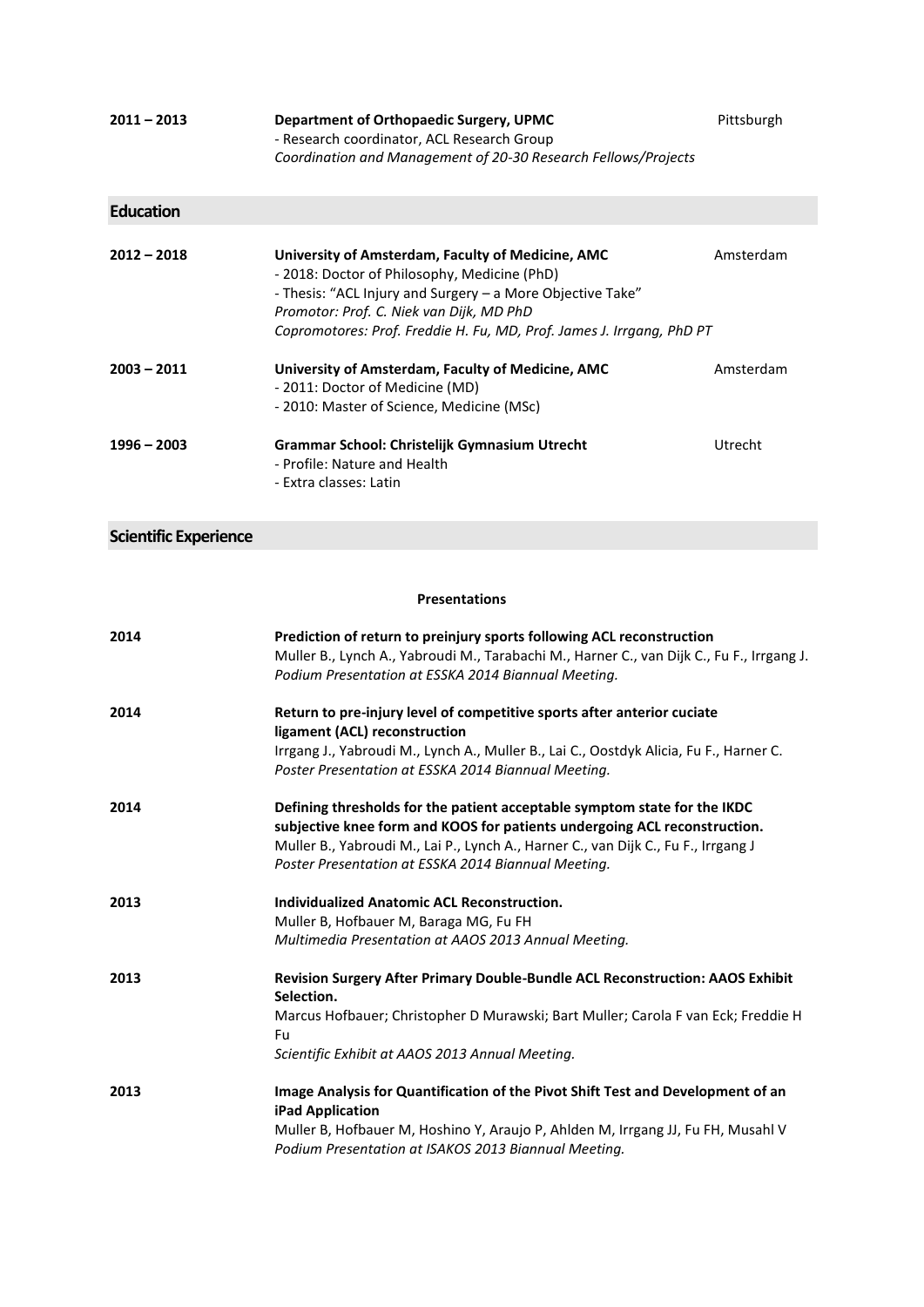**2011 – 2013** **Department of Orthopaedic Surgery, UPMC** Pittsburgh
- Research coordinator, ACL Research Group
*Coordination and Management of 20-30 Research Fellows/Projects*

## Education

**2012 – 2018** **University of Amsterdam, Faculty of Medicine, AMC** Amsterdam
- 2018: Doctor of Philosophy, Medicine (PhD)
- Thesis: "ACL Injury and Surgery – a More Objective Take"
*Promotor: Prof. C. Niek van Dijk, MD PhD*
*Copromotores: Prof. Freddie H. Fu, MD, Prof. James J. Irrgang, PhD PT*

**2003 – 2011** **University of Amsterdam, Faculty of Medicine, AMC** Amsterdam
- 2011: Doctor of Medicine (MD)
- 2010: Master of Science, Medicine (MSc)

**1996 – 2003** **Grammar School: Christelijk Gymnasium Utrecht** Utrecht
- Profile: Nature and Health
- Extra classes: Latin

## Scientific Experience

### Presentations

**2014** **Prediction of return to preinjury sports following ACL reconstruction**
Muller B., Lynch A., Yabroudi M., Tarabachi M., Harner C., van Dijk C., Fu F., Irrgang J.
*Podium Presentation at ESSKA 2014 Biannual Meeting.*

**2014** **Return to pre-injury level of competitive sports after anterior cuciate ligament (ACL) reconstruction**
Irrgang J., Yabroudi M., Lynch A., Muller B., Lai C., Oostdyk Alicia, Fu F., Harner C.
*Poster Presentation at ESSKA 2014 Biannual Meeting.*

**2014** **Defining thresholds for the patient acceptable symptom state for the IKDC subjective knee form and KOOS for patients undergoing ACL reconstruction.**
Muller B., Yabroudi M., Lai P., Lynch A., Harner C., van Dijk C., Fu F., Irrgang J
*Poster Presentation at ESSKA 2014 Biannual Meeting.*

**2013** **Individualized Anatomic ACL Reconstruction.**
Muller B, Hofbauer M, Baraga MG, Fu FH
*Multimedia Presentation at AAOS 2013 Annual Meeting.*

**2013** **Revision Surgery After Primary Double-Bundle ACL Reconstruction: AAOS Exhibit Selection.**
Marcus Hofbauer; Christopher D Murawski; Bart Muller; Carola F van Eck; Freddie H Fu
*Scientific Exhibit at AAOS 2013 Annual Meeting.*

**2013** **Image Analysis for Quantification of the Pivot Shift Test and Development of an iPad Application**
Muller B, Hofbauer M, Hoshino Y, Araujo P, Ahlden M, Irrgang JJ, Fu FH, Musahl V
*Podium Presentation at ISAKOS 2013 Biannual Meeting.*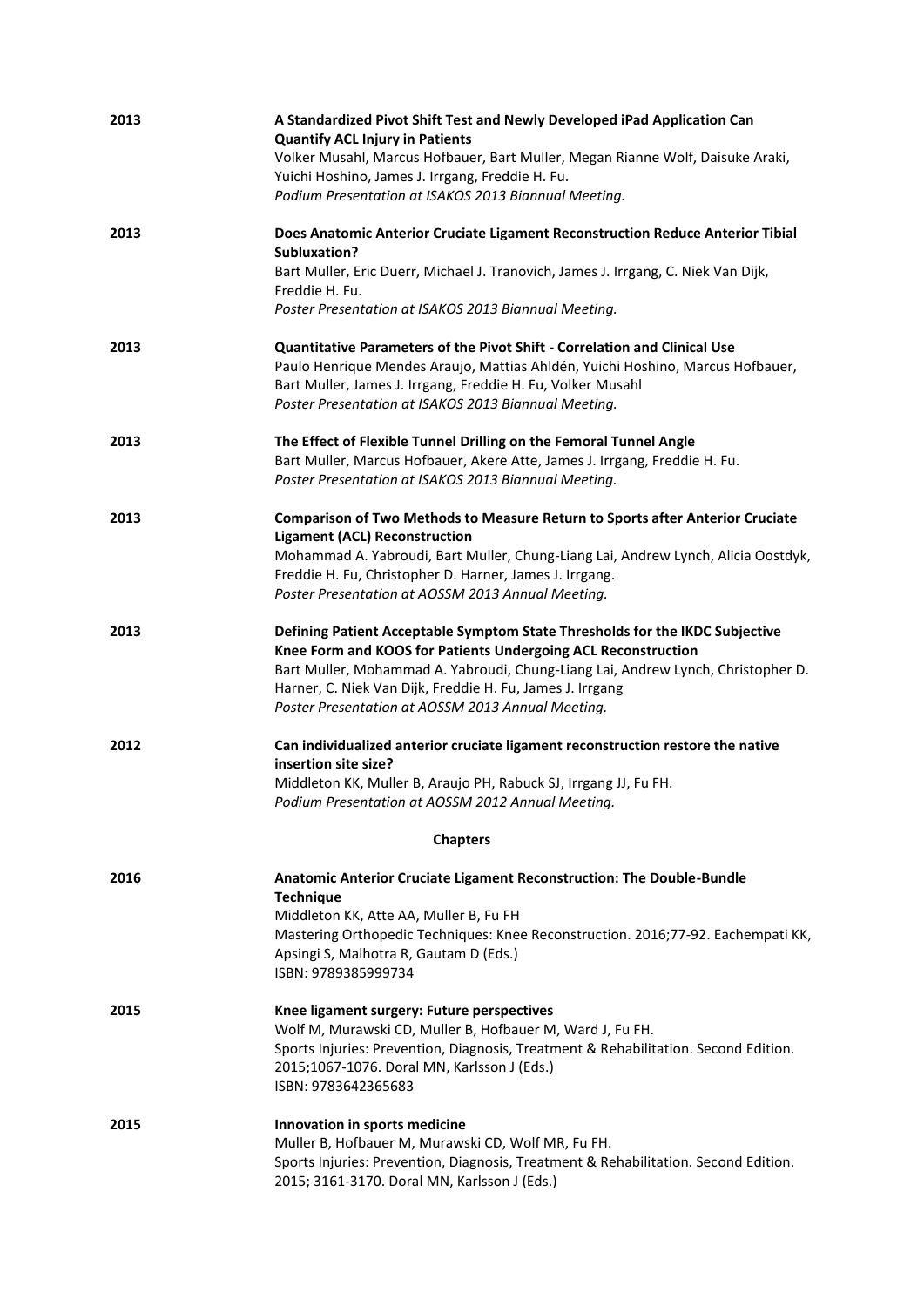**2013** — **A Standardized Pivot Shift Test and Newly Developed iPad Application Can Quantify ACL Injury in Patients**
Volker Musahl, Marcus Hofbauer, Bart Muller, Megan Rianne Wolf, Daisuke Araki, Yuichi Hoshino, James J. Irrgang, Freddie H. Fu.
*Podium Presentation at ISAKOS 2013 Biannual Meeting.*

**2013** — **Does Anatomic Anterior Cruciate Ligament Reconstruction Reduce Anterior Tibial Subluxation?**
Bart Muller, Eric Duerr, Michael J. Tranovich, James J. Irrgang, C. Niek Van Dijk, Freddie H. Fu.
*Poster Presentation at ISAKOS 2013 Biannual Meeting.*

**2013** — **Quantitative Parameters of the Pivot Shift - Correlation and Clinical Use**
Paulo Henrique Mendes Araujo, Mattias Ahldén, Yuichi Hoshino, Marcus Hofbauer, Bart Muller, James J. Irrgang, Freddie H. Fu, Volker Musahl
*Poster Presentation at ISAKOS 2013 Biannual Meeting.*

**2013** — **The Effect of Flexible Tunnel Drilling on the Femoral Tunnel Angle**
Bart Muller, Marcus Hofbauer, Akere Atte, James J. Irrgang, Freddie H. Fu.
*Poster Presentation at ISAKOS 2013 Biannual Meeting.*

**2013** — **Comparison of Two Methods to Measure Return to Sports after Anterior Cruciate Ligament (ACL) Reconstruction**
Mohammad A. Yabroudi, Bart Muller, Chung-Liang Lai, Andrew Lynch, Alicia Oostdyk, Freddie H. Fu, Christopher D. Harner, James J. Irrgang.
*Poster Presentation at AOSSM 2013 Annual Meeting.*

**2013** — **Defining Patient Acceptable Symptom State Thresholds for the IKDC Subjective Knee Form and KOOS for Patients Undergoing ACL Reconstruction**
Bart Muller, Mohammad A. Yabroudi, Chung-Liang Lai, Andrew Lynch, Christopher D. Harner, C. Niek Van Dijk, Freddie H. Fu, James J. Irrgang
*Poster Presentation at AOSSM 2013 Annual Meeting.*

**2012** — **Can individualized anterior cruciate ligament reconstruction restore the native insertion site size?**
Middleton KK, Muller B, Araujo PH, Rabuck SJ, Irrgang JJ, Fu FH.
*Podium Presentation at AOSSM 2012 Annual Meeting.*

## Chapters

**2016** — **Anatomic Anterior Cruciate Ligament Reconstruction: The Double-Bundle Technique**
Middleton KK, Atte AA, Muller B, Fu FH
Mastering Orthopedic Techniques: Knee Reconstruction. 2016;77-92. Eachempati KK, Apsingi S, Malhotra R, Gautam D (Eds.)
ISBN: 9789385999734

**2015** — **Knee ligament surgery: Future perspectives**
Wolf M, Murawski CD, Muller B, Hofbauer M, Ward J, Fu FH.
Sports Injuries: Prevention, Diagnosis, Treatment & Rehabilitation. Second Edition. 2015;1067-1076. Doral MN, Karlsson J (Eds.)
ISBN: 9783642365683

**2015** — **Innovation in sports medicine**
Muller B, Hofbauer M, Murawski CD, Wolf MR, Fu FH.
Sports Injuries: Prevention, Diagnosis, Treatment & Rehabilitation. Second Edition. 2015; 3161-3170. Doral MN, Karlsson J (Eds.)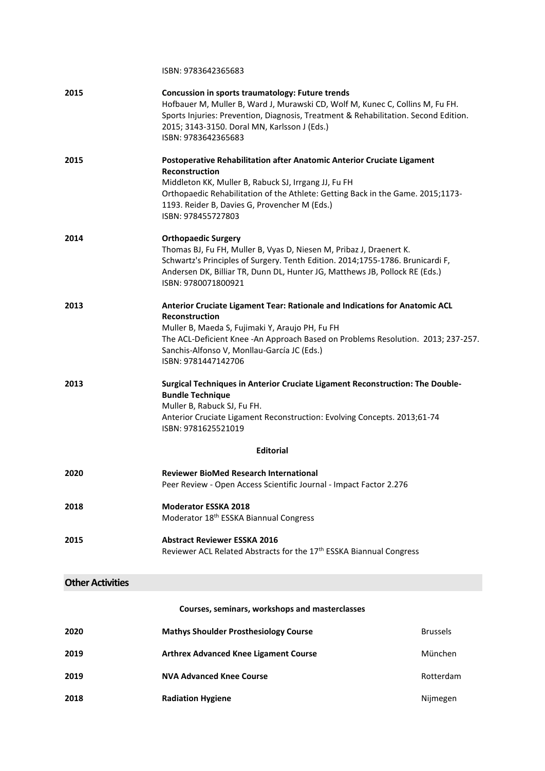ISBN: 9783642365683

**2015** **Concussion in sports traumatology: Future trends**
Hofbauer M, Muller B, Ward J, Murawski CD, Wolf M, Kunec C, Collins M, Fu FH.
Sports Injuries: Prevention, Diagnosis, Treatment & Rehabilitation. Second Edition. 2015; 3143-3150. Doral MN, Karlsson J (Eds.)
ISBN: 9783642365683

**2015** **Postoperative Rehabilitation after Anatomic Anterior Cruciate Ligament Reconstruction**
Middleton KK, Muller B, Rabuck SJ, Irrgang JJ, Fu FH
Orthopaedic Rehabilitation of the Athlete: Getting Back in the Game. 2015;1173-1193. Reider B, Davies G, Provencher M (Eds.)
ISBN: 978455727803

**2014** **Orthopaedic Surgery**
Thomas BJ, Fu FH, Muller B, Vyas D, Niesen M, Pribaz J, Draenert K.
Schwartz's Principles of Surgery. Tenth Edition. 2014;1755-1786. Brunicardi F, Andersen DK, Billiar TR, Dunn DL, Hunter JG, Matthews JB, Pollock RE (Eds.)
ISBN: 9780071800921

**2013** **Anterior Cruciate Ligament Tear: Rationale and Indications for Anatomic ACL Reconstruction**
Muller B, Maeda S, Fujimaki Y, Araujo PH, Fu FH
The ACL-Deficient Knee -An Approach Based on Problems Resolution. 2013; 237-257. Sanchis-Alfonso V, Monllau-García JC (Eds.)
ISBN: 9781447142706

**2013** **Surgical Techniques in Anterior Cruciate Ligament Reconstruction: The Double-Bundle Technique**
Muller B, Rabuck SJ, Fu FH.
Anterior Cruciate Ligament Reconstruction: Evolving Concepts. 2013;61-74
ISBN: 9781625521019

**Editorial**

**2020** **Reviewer BioMed Research International**
Peer Review - Open Access Scientific Journal - Impact Factor 2.276

**2018** **Moderator ESSKA 2018**
Moderator 18th ESSKA Biannual Congress

**2015** **Abstract Reviewer ESSKA 2016**
Reviewer ACL Related Abstracts for the 17th ESSKA Biannual Congress

## Other Activities

**Courses, seminars, workshops and masterclasses**

| | | |
|---|---|---|
| 2020 | **Mathys Shoulder Prosthesiology Course** | Brussels |
| 2019 | **Arthrex Advanced Knee Ligament Course** | München |
| 2019 | **NVA Advanced Knee Course** | Rotterdam |
| 2018 | **Radiation Hygiene** | Nijmegen |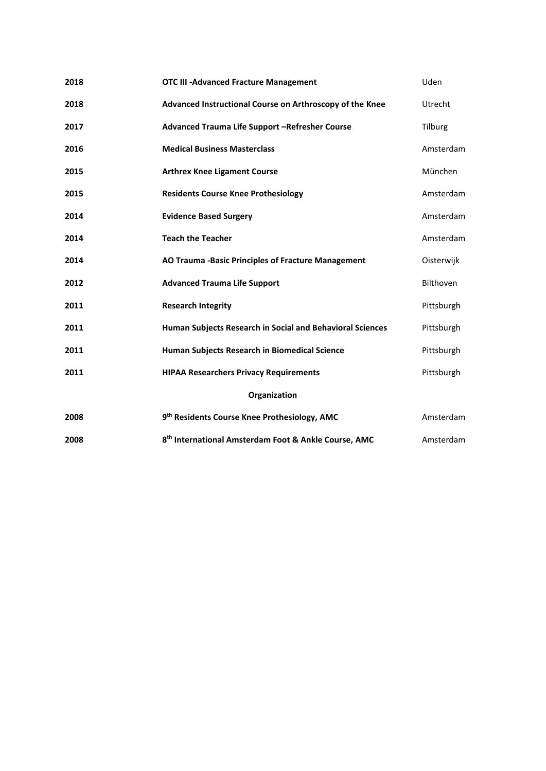| | | |
|---|---|---|
| **2018** | **OTC III -Advanced Fracture Management** | Uden |
| **2018** | **Advanced Instructional Course on Arthroscopy of the Knee** | Utrecht |
| **2017** | **Advanced Trauma Life Support –Refresher Course** | Tilburg |
| **2016** | **Medical Business Masterclass** | Amsterdam |
| **2015** | **Arthrex Knee Ligament Course** | München |
| **2015** | **Residents Course Knee Prothesiology** | Amsterdam |
| **2014** | **Evidence Based Surgery** | Amsterdam |
| **2014** | **Teach the Teacher** | Amsterdam |
| **2014** | **AO Trauma -Basic Principles of Fracture Management** | Oisterwijk |
| **2012** | **Advanced Trauma Life Support** | Bilthoven |
| **2011** | **Research Integrity** | Pittsburgh |
| **2011** | **Human Subjects Research in Social and Behavioral Sciences** | Pittsburgh |
| **2011** | **Human Subjects Research in Biomedical Science** | Pittsburgh |
| **2011** | **HIPAA Researchers Privacy Requirements** | Pittsburgh |

**Organization**

| | | |
|---|---|---|
| **2008** | **9th Residents Course Knee Prothesiology, AMC** | Amsterdam |
| **2008** | **8th International Amsterdam Foot & Ankle Course, AMC** | Amsterdam |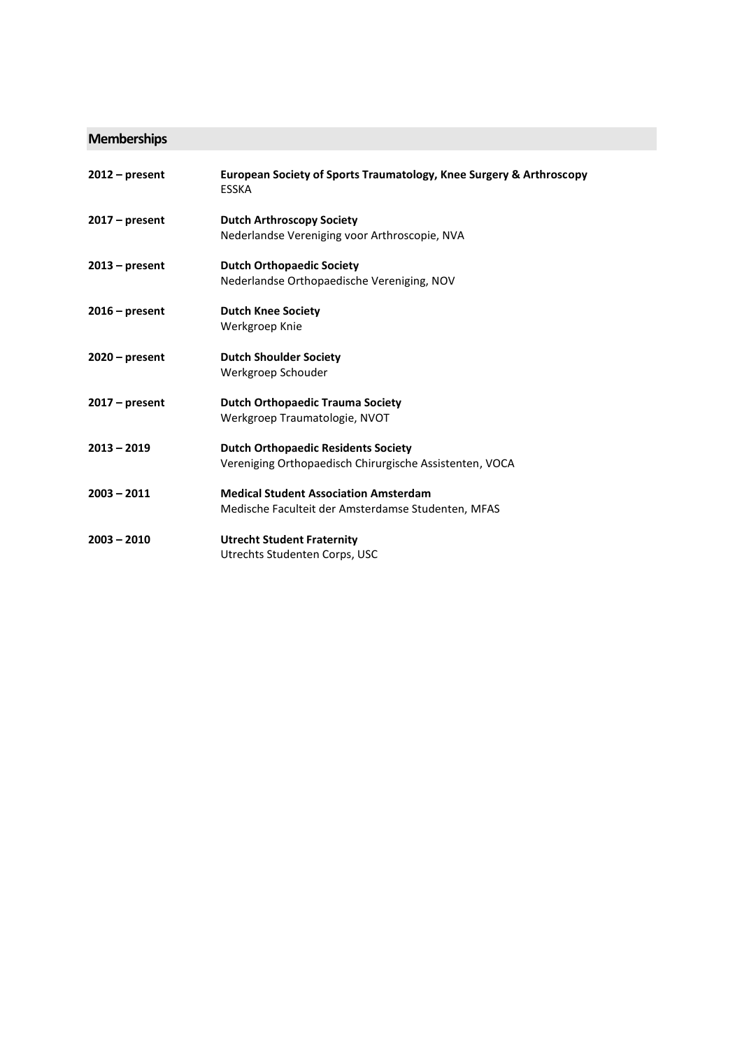## Memberships

| | |
|---|---|
| **2012 – present** | **European Society of Sports Traumatology, Knee Surgery & Arthroscopy**<br>ESSKA |
| **2017 – present** | **Dutch Arthroscopy Society**<br>Nederlandse Vereniging voor Arthroscopie, NVA |
| **2013 – present** | **Dutch Orthopaedic Society**<br>Nederlandse Orthopaedische Vereniging, NOV |
| **2016 – present** | **Dutch Knee Society**<br>Werkgroep Knie |
| **2020 – present** | **Dutch Shoulder Society**<br>Werkgroep Schouder |
| **2017 – present** | **Dutch Orthopaedic Trauma Society**<br>Werkgroep Traumatologie, NVOT |
| **2013 – 2019** | **Dutch Orthopaedic Residents Society**<br>Vereniging Orthopaedisch Chirurgische Assistenten, VOCA |
| **2003 – 2011** | **Medical Student Association Amsterdam**<br>Medische Faculteit der Amsterdamse Studenten, MFAS |
| **2003 – 2010** | **Utrecht Student Fraternity**<br>Utrechts Studenten Corps, USC |